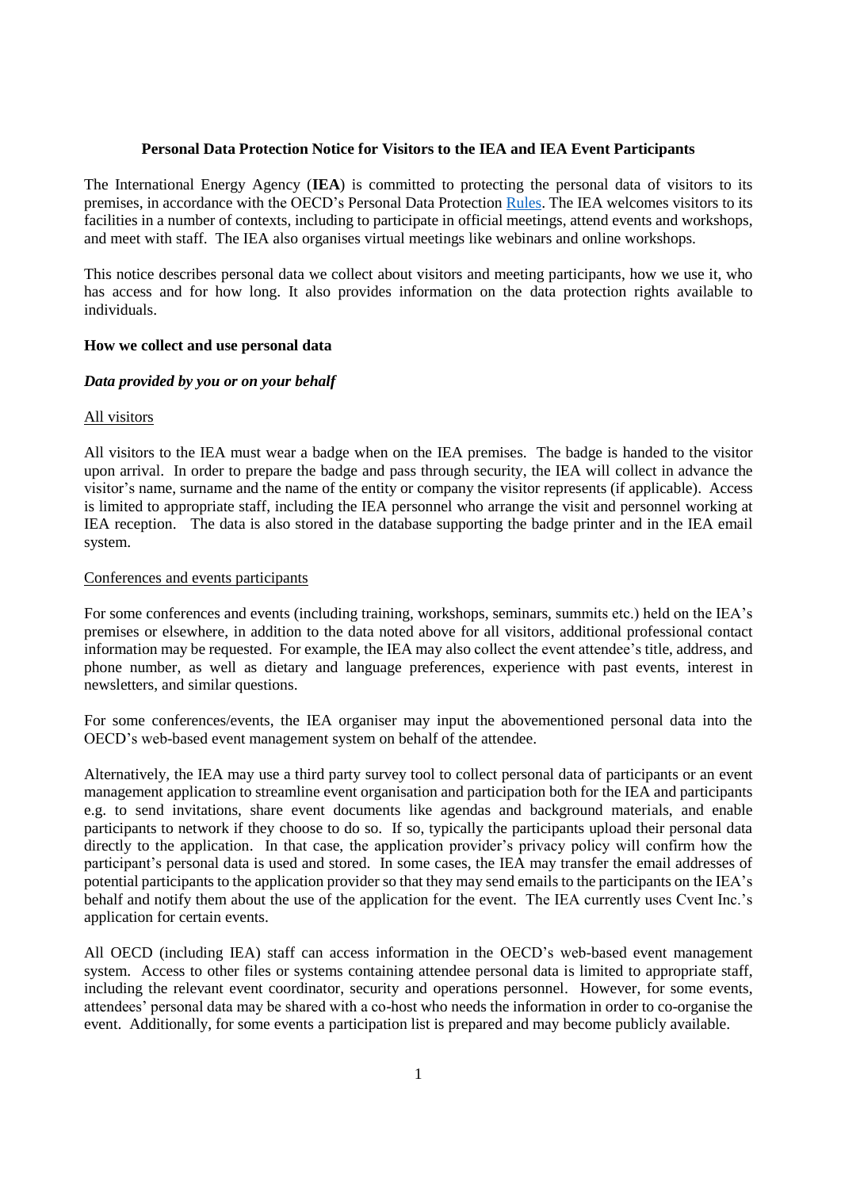# Personal Data Protection Notice for Visitors to the IEA and IEA Event Participants

The International Energy Agency (**IEA**) is committed to protecting the personal data of visitors to its premises, in accordance with the OECD's Personal Data Protection Rules. The IEA welcomes visitors to its facilities in a number of contexts, including to participate in official meetings, attend events and workshops, and meet with staff. The IEA also organises virtual meetings like webinars and online workshops.

This notice describes personal data we collect about visitors and meeting participants, how we use it, who has access and for how long. It also provides information on the data protection rights available to individuals.

## How we collect and use personal data

### *Data provided by you or on your behalf*

#### All visitors

All visitors to the IEA must wear a badge when on the IEA premises. The badge is handed to the visitor upon arrival. In order to prepare the badge and pass through security, the IEA will collect in advance the visitor's name, surname and the name of the entity or company the visitor represents (if applicable). Access is limited to appropriate staff, including the IEA personnel who arrange the visit and personnel working at IEA reception. The data is also stored in the database supporting the badge printer and in the IEA email system.

#### Conferences and events participants

For some conferences and events (including training, workshops, seminars, summits etc.) held on the IEA's premises or elsewhere, in addition to the data noted above for all visitors, additional professional contact information may be requested. For example, the IEA may also collect the event attendee's title, address, and phone number, as well as dietary and language preferences, experience with past events, interest in newsletters, and similar questions.

For some conferences/events, the IEA organiser may input the abovementioned personal data into the OECD's web-based event management system on behalf of the attendee.

Alternatively, the IEA may use a third party survey tool to collect personal data of participants or an event management application to streamline event organisation and participation both for the IEA and participants e.g. to send invitations, share event documents like agendas and background materials, and enable participants to network if they choose to do so. If so, typically the participants upload their personal data directly to the application. In that case, the application provider's privacy policy will confirm how the participant's personal data is used and stored. In some cases, the IEA may transfer the email addresses of potential participants to the application provider so that they may send emails to the participants on the IEA's behalf and notify them about the use of the application for the event. The IEA currently uses Cvent Inc.'s application for certain events.

All OECD (including IEA) staff can access information in the OECD's web-based event management system. Access to other files or systems containing attendee personal data is limited to appropriate staff, including the relevant event coordinator, security and operations personnel. However, for some events, attendees' personal data may be shared with a co-host who needs the information in order to co-organise the event. Additionally, for some events a participation list is prepared and may become publicly available.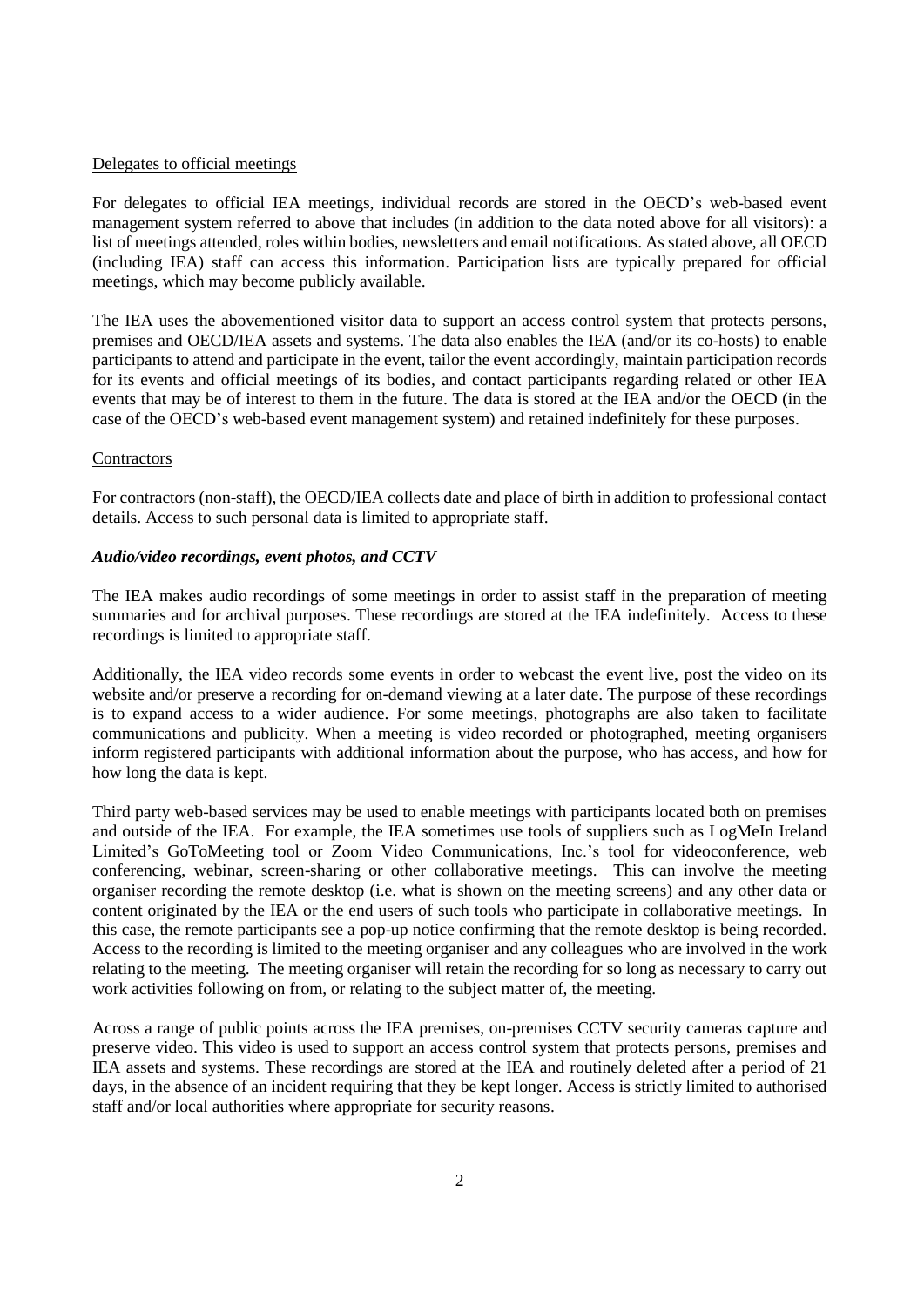Delegates to official meetings

For delegates to official IEA meetings, individual records are stored in the OECD's web-based event management system referred to above that includes (in addition to the data noted above for all visitors): a list of meetings attended, roles within bodies, newsletters and email notifications. As stated above, all OECD (including IEA) staff can access this information. Participation lists are typically prepared for official meetings, which may become publicly available.

The IEA uses the abovementioned visitor data to support an access control system that protects persons, premises and OECD/IEA assets and systems. The data also enables the IEA (and/or its co-hosts) to enable participants to attend and participate in the event, tailor the event accordingly, maintain participation records for its events and official meetings of its bodies, and contact participants regarding related or other IEA events that may be of interest to them in the future. The data is stored at the IEA and/or the OECD (in the case of the OECD's web-based event management system) and retained indefinitely for these purposes.

Contractors

For contractors (non-staff), the OECD/IEA collects date and place of birth in addition to professional contact details. Access to such personal data is limited to appropriate staff.

***Audio/video recordings, event photos, and CCTV***

The IEA makes audio recordings of some meetings in order to assist staff in the preparation of meeting summaries and for archival purposes. These recordings are stored at the IEA indefinitely. Access to these recordings is limited to appropriate staff.

Additionally, the IEA video records some events in order to webcast the event live, post the video on its website and/or preserve a recording for on-demand viewing at a later date. The purpose of these recordings is to expand access to a wider audience. For some meetings, photographs are also taken to facilitate communications and publicity. When a meeting is video recorded or photographed, meeting organisers inform registered participants with additional information about the purpose, who has access, and how for how long the data is kept.

Third party web-based services may be used to enable meetings with participants located both on premises and outside of the IEA. For example, the IEA sometimes use tools of suppliers such as LogMeIn Ireland Limited's GoToMeeting tool or Zoom Video Communications, Inc.'s tool for videoconference, web conferencing, webinar, screen-sharing or other collaborative meetings. This can involve the meeting organiser recording the remote desktop (i.e. what is shown on the meeting screens) and any other data or content originated by the IEA or the end users of such tools who participate in collaborative meetings. In this case, the remote participants see a pop-up notice confirming that the remote desktop is being recorded. Access to the recording is limited to the meeting organiser and any colleagues who are involved in the work relating to the meeting. The meeting organiser will retain the recording for so long as necessary to carry out work activities following on from, or relating to the subject matter of, the meeting.

Across a range of public points across the IEA premises, on-premises CCTV security cameras capture and preserve video. This video is used to support an access control system that protects persons, premises and IEA assets and systems. These recordings are stored at the IEA and routinely deleted after a period of 21 days, in the absence of an incident requiring that they be kept longer. Access is strictly limited to authorised staff and/or local authorities where appropriate for security reasons.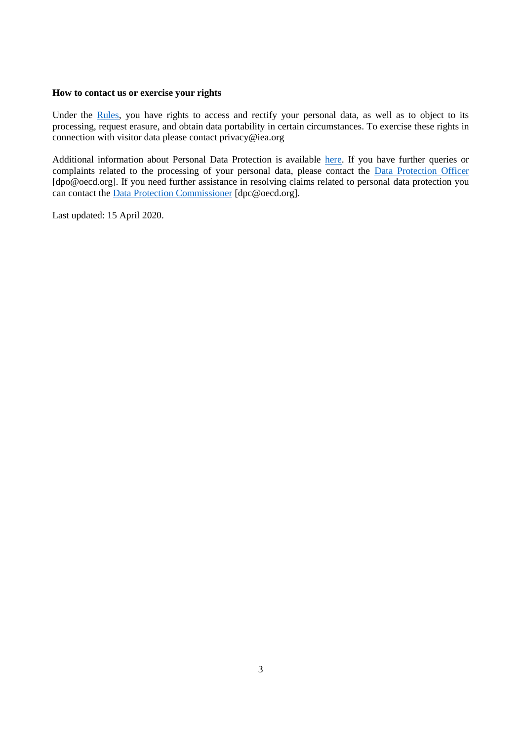**How to contact us or exercise your rights**

Under the Rules, you have rights to access and rectify your personal data, as well as to object to its processing, request erasure, and obtain data portability in certain circumstances. To exercise these rights in connection with visitor data please contact privacy@iea.org

Additional information about Personal Data Protection is available here. If you have further queries or complaints related to the processing of your personal data, please contact the Data Protection Officer [dpo@oecd.org]. If you need further assistance in resolving claims related to personal data protection you can contact the Data Protection Commissioner [dpc@oecd.org].

Last updated: 15 April 2020.